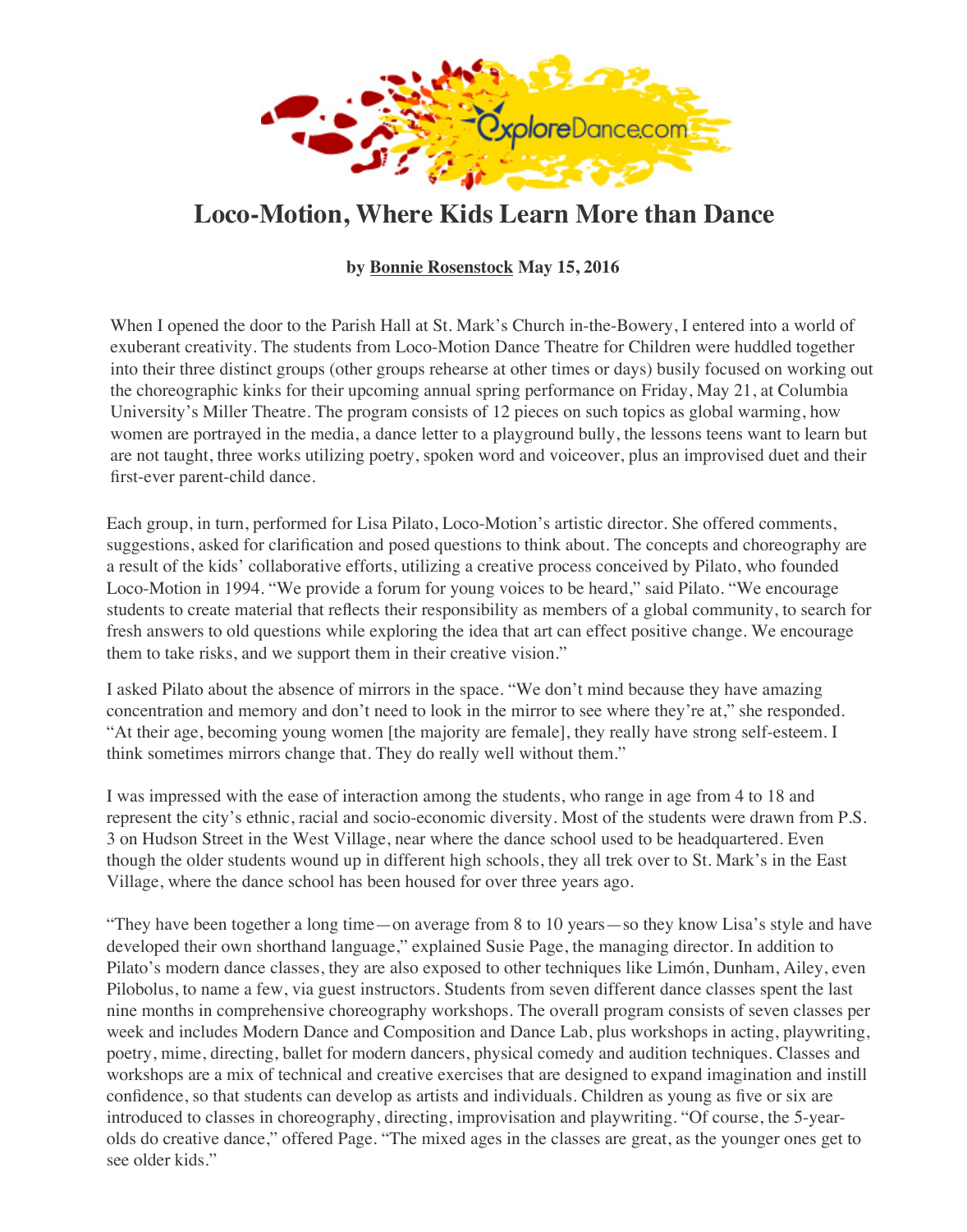# Loco-Motion, Where Kids Learn More than Dance

**by Bonnie Rosenstock May 15, 2016**

When I opened the door to the Parish Hall at St. Mark's Church in-the-Bowery, I entered into a world of exuberant creativity. The students from Loco-Motion Dance Theatre for Children were huddled together into their three distinct groups (other groups rehearse at other times or days) busily focused on working out the choreographic kinks for their upcoming annual spring performance on Friday, May 21, at Columbia University's Miller Theatre. The program consists of 12 pieces on such topics as global warming, how women are portrayed in the media, a dance letter to a playground bully, the lessons teens want to learn but are not taught, three works utilizing poetry, spoken word and voiceover, plus an improvised duet and their first-ever parent-child dance.

Each group, in turn, performed for Lisa Pilato, Loco-Motion's artistic director. She offered comments, suggestions, asked for clarification and posed questions to think about. The concepts and choreography are a result of the kids' collaborative efforts, utilizing a creative process conceived by Pilato, who founded Loco-Motion in 1994. "We provide a forum for young voices to be heard," said Pilato. "We encourage students to create material that reflects their responsibility as members of a global community, to search for fresh answers to old questions while exploring the idea that art can effect positive change. We encourage them to take risks, and we support them in their creative vision."

I asked Pilato about the absence of mirrors in the space. "We don't mind because they have amazing concentration and memory and don't need to look in the mirror to see where they're at," she responded. "At their age, becoming young women [the majority are female], they really have strong self-esteem. I think sometimes mirrors change that. They do really well without them."

I was impressed with the ease of interaction among the students, who range in age from 4 to 18 and represent the city's ethnic, racial and socio-economic diversity. Most of the students were drawn from P.S. 3 on Hudson Street in the West Village, near where the dance school used to be headquartered. Even though the older students wound up in different high schools, they all trek over to St. Mark's in the East Village, where the dance school has been housed for over three years ago.

"They have been together a long time—on average from 8 to 10 years—so they know Lisa's style and have developed their own shorthand language," explained Susie Page, the managing director. In addition to Pilato's modern dance classes, they are also exposed to other techniques like Limón, Dunham, Ailey, even Pilobolus, to name a few, via guest instructors. Students from seven different dance classes spent the last nine months in comprehensive choreography workshops. The overall program consists of seven classes per week and includes Modern Dance and Composition and Dance Lab, plus workshops in acting, playwriting, poetry, mime, directing, ballet for modern dancers, physical comedy and audition techniques. Classes and workshops are a mix of technical and creative exercises that are designed to expand imagination and instill confidence, so that students can develop as artists and individuals. Children as young as five or six are introduced to classes in choreography, directing, improvisation and playwriting. "Of course, the 5-year-olds do creative dance," offered Page. "The mixed ages in the classes are great, as the younger ones get to see older kids."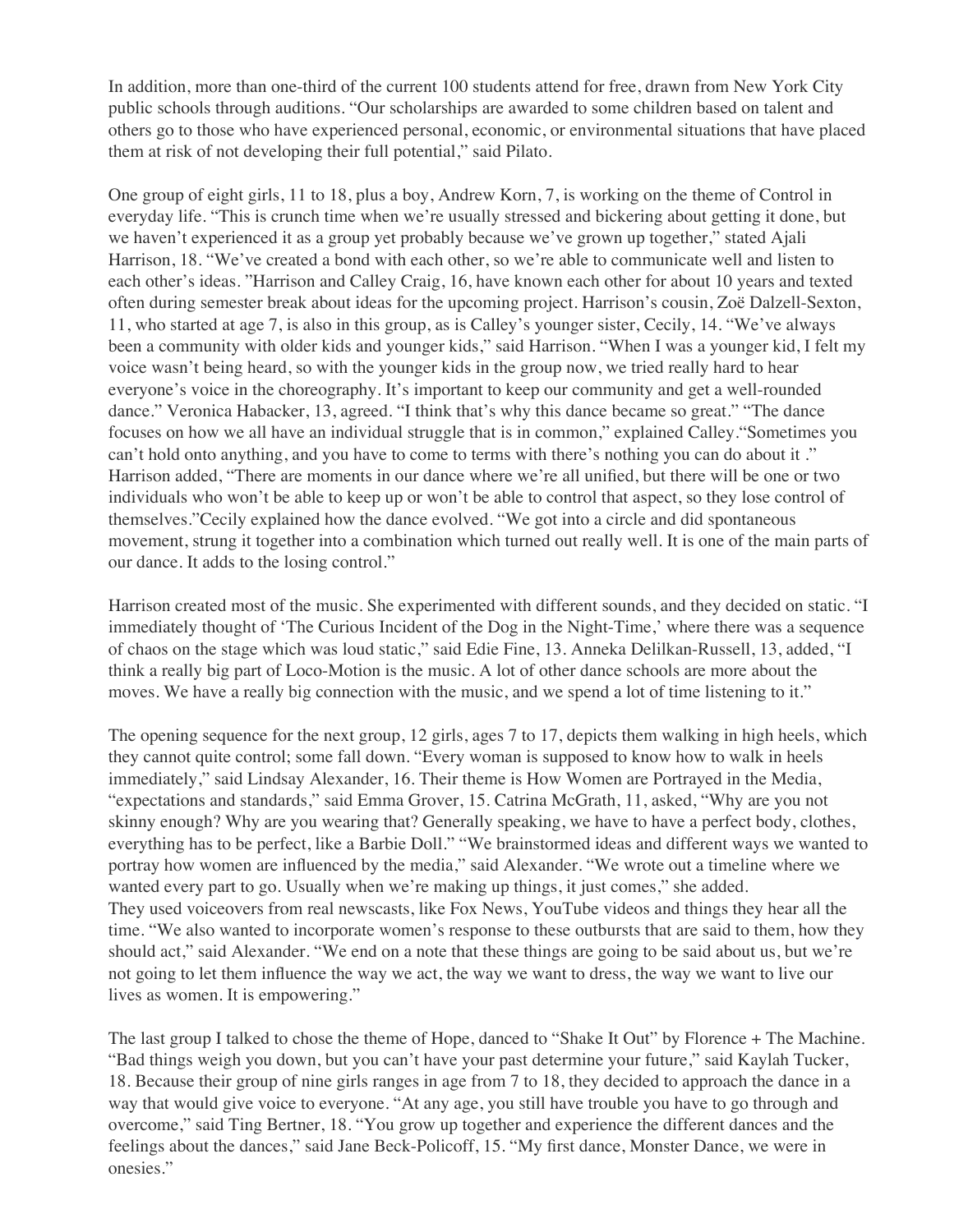In addition, more than one-third of the current 100 students attend for free, drawn from New York City public schools through auditions. "Our scholarships are awarded to some children based on talent and others go to those who have experienced personal, economic, or environmental situations that have placed them at risk of not developing their full potential," said Pilato.

One group of eight girls, 11 to 18, plus a boy, Andrew Korn, 7, is working on the theme of Control in everyday life. "This is crunch time when we're usually stressed and bickering about getting it done, but we haven't experienced it as a group yet probably because we've grown up together," stated Ajali Harrison, 18. "We've created a bond with each other, so we're able to communicate well and listen to each other's ideas. "Harrison and Calley Craig, 16, have known each other for about 10 years and texted often during semester break about ideas for the upcoming project. Harrison's cousin, Zoë Dalzell-Sexton, 11, who started at age 7, is also in this group, as is Calley's younger sister, Cecily, 14. "We've always been a community with older kids and younger kids," said Harrison. "When I was a younger kid, I felt my voice wasn't being heard, so with the younger kids in the group now, we tried really hard to hear everyone's voice in the choreography. It's important to keep our community and get a well-rounded dance." Veronica Habacker, 13, agreed. "I think that's why this dance became so great." "The dance focuses on how we all have an individual struggle that is in common," explained Calley."Sometimes you can't hold onto anything, and you have to come to terms with there's nothing you can do about it ." Harrison added, "There are moments in our dance where we're all unified, but there will be one or two individuals who won't be able to keep up or won't be able to control that aspect, so they lose control of themselves."Cecily explained how the dance evolved. "We got into a circle and did spontaneous movement, strung it together into a combination which turned out really well. It is one of the main parts of our dance. It adds to the losing control."

Harrison created most of the music. She experimented with different sounds, and they decided on static. "I immediately thought of 'The Curious Incident of the Dog in the Night-Time,' where there was a sequence of chaos on the stage which was loud static," said Edie Fine, 13. Anneka Delilkan-Russell, 13, added, "I think a really big part of Loco-Motion is the music. A lot of other dance schools are more about the moves. We have a really big connection with the music, and we spend a lot of time listening to it."

The opening sequence for the next group, 12 girls, ages 7 to 17, depicts them walking in high heels, which they cannot quite control; some fall down. "Every woman is supposed to know how to walk in heels immediately," said Lindsay Alexander, 16. Their theme is How Women are Portrayed in the Media, "expectations and standards," said Emma Grover, 15. Catrina McGrath, 11, asked, "Why are you not skinny enough? Why are you wearing that? Generally speaking, we have to have a perfect body, clothes, everything has to be perfect, like a Barbie Doll." "We brainstormed ideas and different ways we wanted to portray how women are influenced by the media," said Alexander. "We wrote out a timeline where we wanted every part to go. Usually when we're making up things, it just comes," she added.
They used voiceovers from real newscasts, like Fox News, YouTube videos and things they hear all the time. "We also wanted to incorporate women's response to these outbursts that are said to them, how they should act," said Alexander. "We end on a note that these things are going to be said about us, but we're not going to let them influence the way we act, the way we want to dress, the way we want to live our lives as women. It is empowering."

The last group I talked to chose the theme of Hope, danced to "Shake It Out" by Florence + The Machine. "Bad things weigh you down, but you can't have your past determine your future," said Kaylah Tucker, 18. Because their group of nine girls ranges in age from 7 to 18, they decided to approach the dance in a way that would give voice to everyone. "At any age, you still have trouble you have to go through and overcome," said Ting Bertner, 18. "You grow up together and experience the different dances and the feelings about the dances," said Jane Beck-Policoff, 15. "My first dance, Monster Dance, we were in onesies."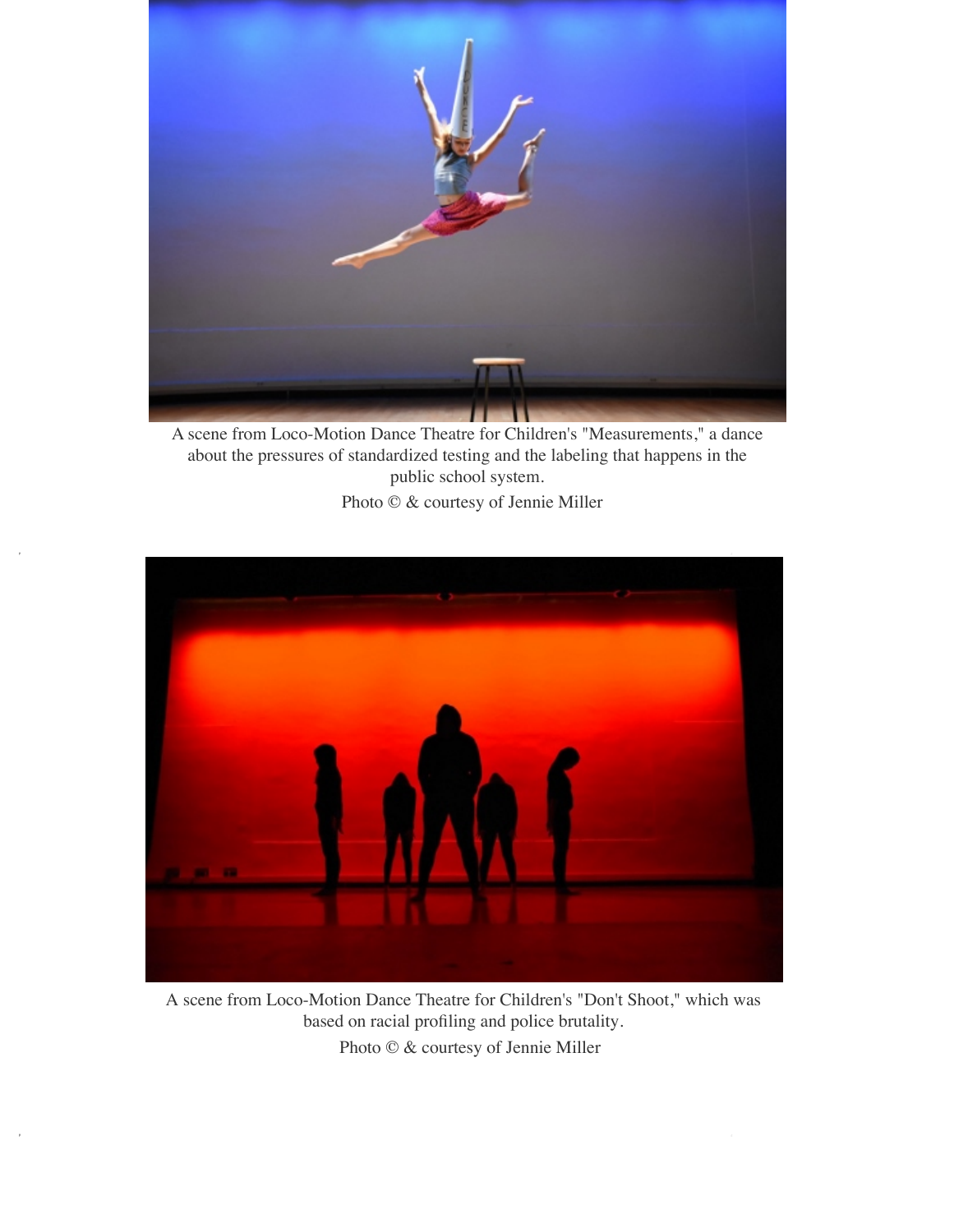A scene from Loco-Motion Dance Theatre for Children's "Measurements," a dance about the pressures of standardized testing and the labeling that happens in the public school system.

Photo © & courtesy of Jennie Miller

A scene from Loco-Motion Dance Theatre for Children's "Don't Shoot," which was based on racial profiling and police brutality.

Photo © & courtesy of Jennie Miller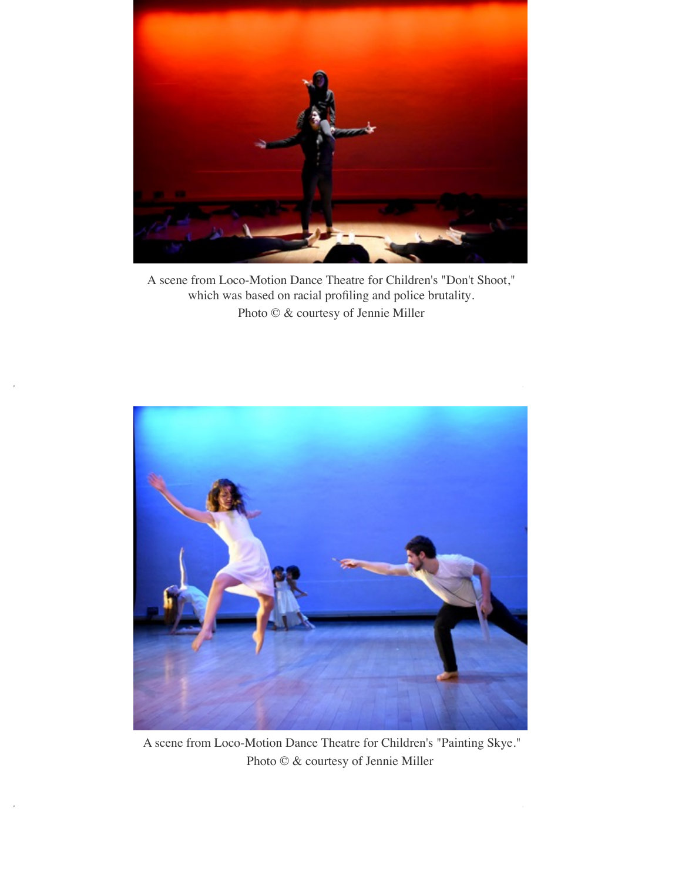A scene from Loco-Motion Dance Theatre for Children's "Don't Shoot," which was based on racial profiling and police brutality.
Photo © & courtesy of Jennie Miller

A scene from Loco-Motion Dance Theatre for Children's "Painting Skye."
Photo © & courtesy of Jennie Miller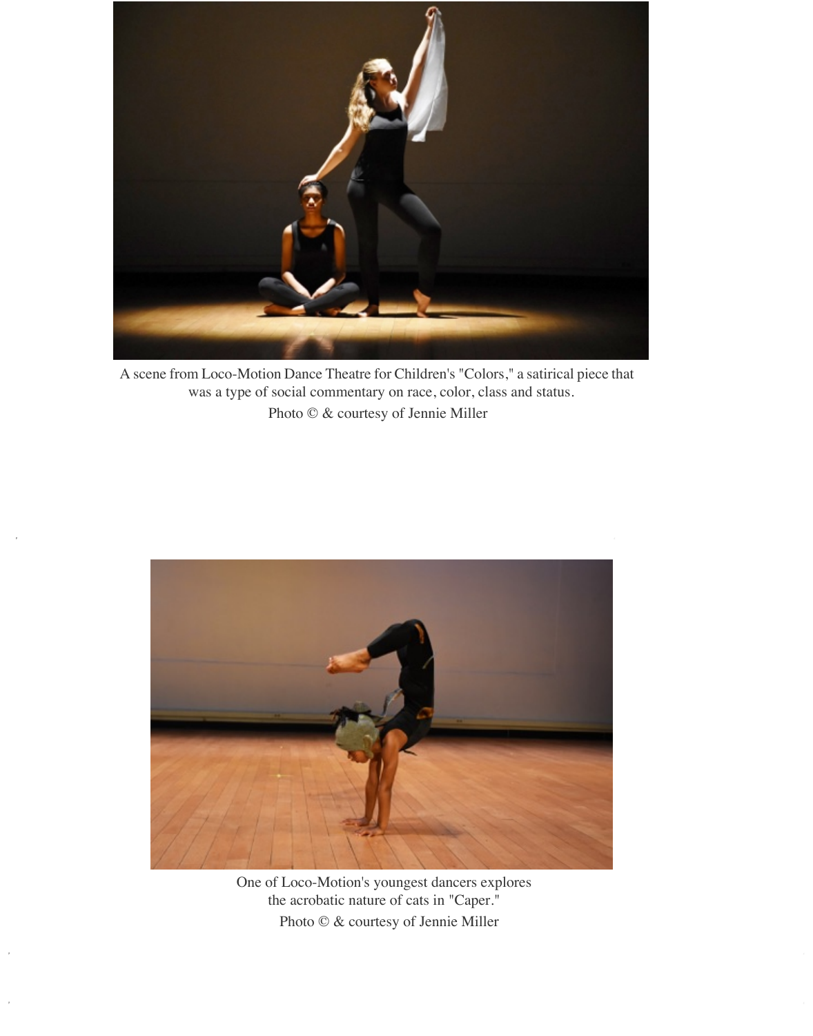A scene from Loco-Motion Dance Theatre for Children's "Colors," a satirical piece that was a type of social commentary on race, color, class and status.
Photo © & courtesy of Jennie Miller

One of Loco-Motion's youngest dancers explores the acrobatic nature of cats in "Caper."
Photo © & courtesy of Jennie Miller